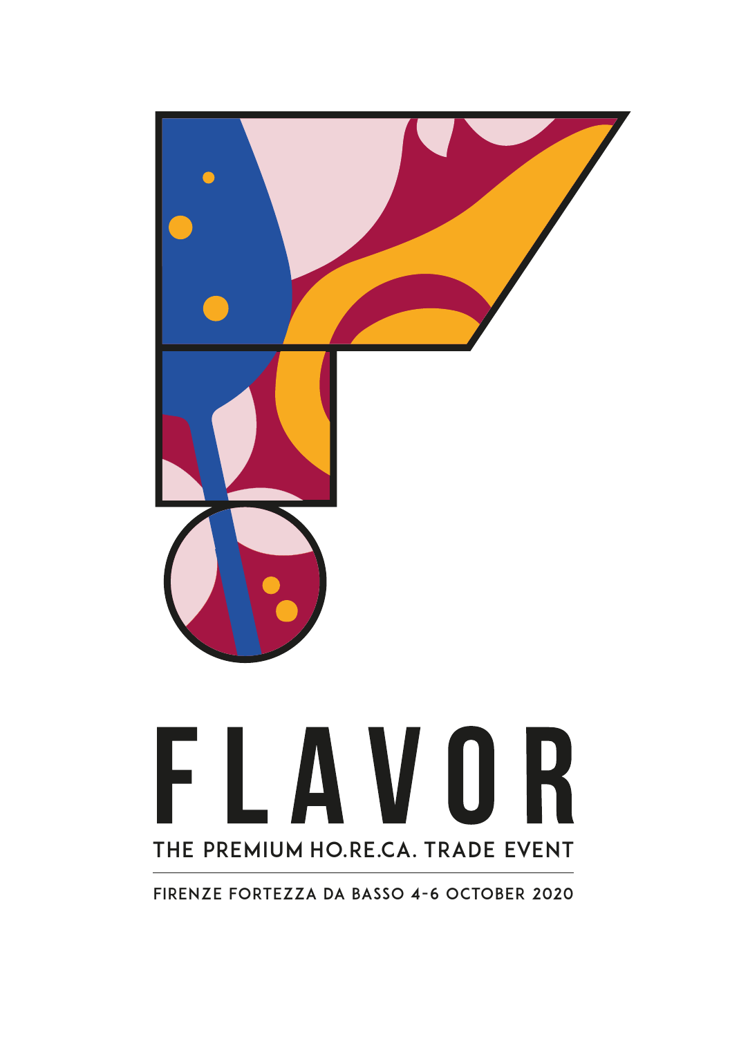# FLAVOR

THE PREMIUM HO.RE.CA. TRADE EVENT

FIRENZE FORTEZZA DA BASSO 4-6 OCTOBER 2020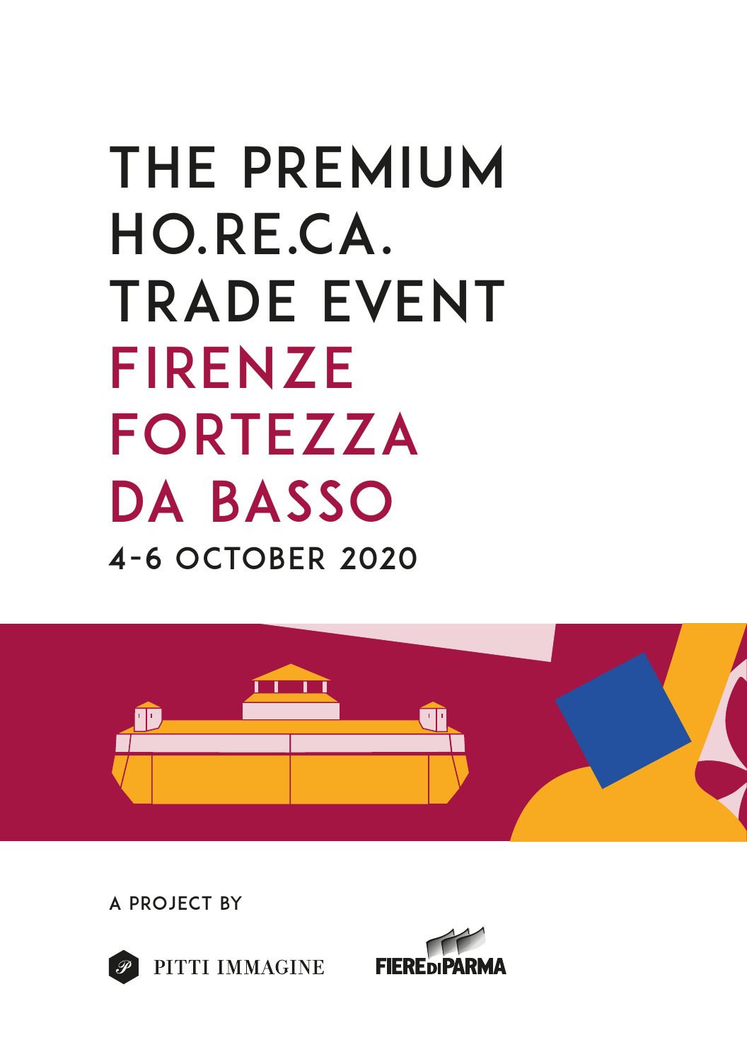# THE PREMIUM HO.RE.CA. TRADE EVENT

# FIRENZE FORTEZZA DA BASSO

## 4-6 OCTOBER 2020

A PROJECT BY

PITTI IMMAGINE

FIERE DI PARMA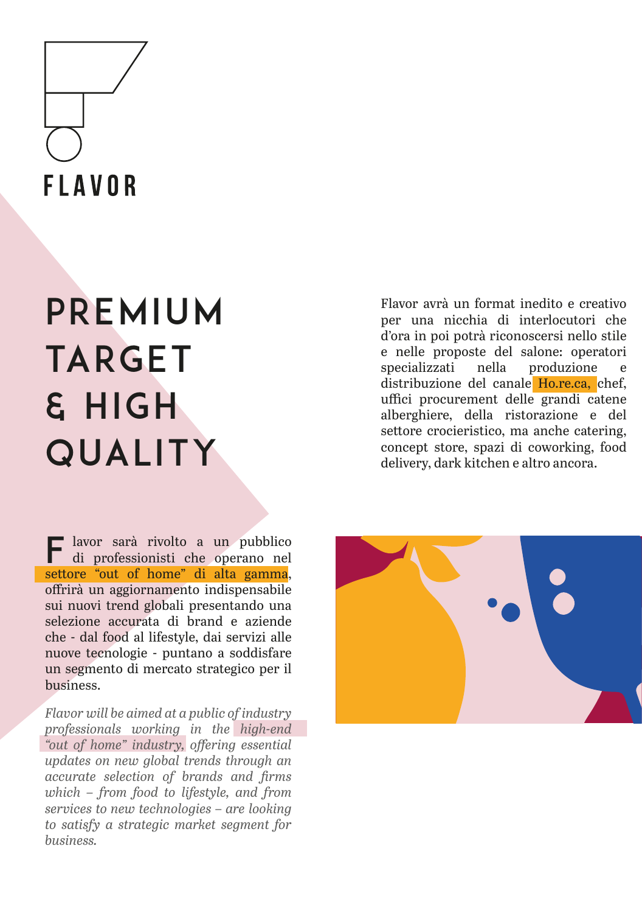FLAVOR

# PREMIUM TARGET & HIGH QUALITY

Flavor sarà rivolto a un pubblico di professionisti che operano nel settore "out of home" di alta gamma, offrirà un aggiornamento indispensabile sui nuovi trend globali presentando una selezione accurata di brand e aziende che - dal food al lifestyle, dai servizi alle nuove tecnologie - puntano a soddisfare un segmento di mercato strategico per il business.

*Flavor will be aimed at a public of industry professionals working in the high-end "out of home" industry, offering essential updates on new global trends through an accurate selection of brands and firms which – from food to lifestyle, and from services to new technologies – are looking to satisfy a strategic market segment for business.*

Flavor avrà un format inedito e creativo per una nicchia di interlocutori che d'ora in poi potrà riconoscersi nello stile e nelle proposte del salone: operatori specializzati nella produzione e distribuzione del canale Ho.re.ca, chef, uffici procurement delle grandi catene alberghiere, della ristorazione e del settore crocieristico, ma anche catering, concept store, spazi di coworking, food delivery, dark kitchen e altro ancora.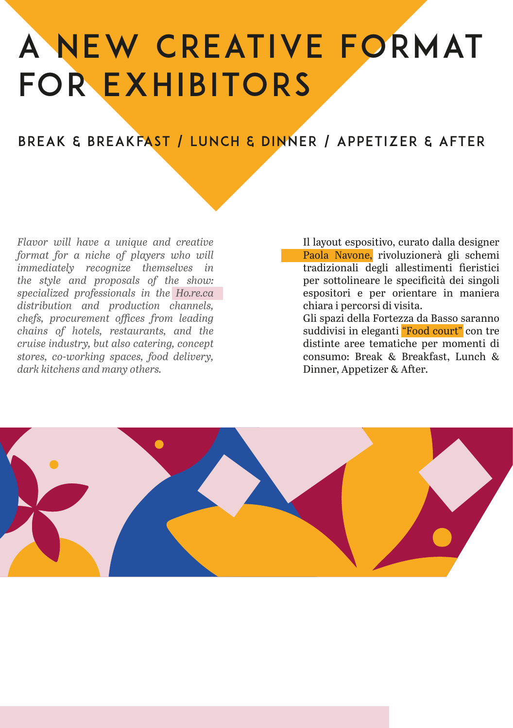# A NEW CREATIVE FORMAT FOR EXHIBITORS

## BREAK & BREAKFAST / LUNCH & DINNER / APPETIZER & AFTER

*Flavor will have a unique and creative format for a niche of players who will immediately recognize themselves in the style and proposals of the show: specialized professionals in the Ho.re.ca distribution and production channels, chefs, procurement offices from leading chains of hotels, restaurants, and the cruise industry, but also catering, concept stores, co-working spaces, food delivery, dark kitchens and many others.*

Il layout espositivo, curato dalla designer Paola Navone, rivoluzionerà gli schemi tradizionali degli allestimenti fieristici per sottolineare le specificità dei singoli espositori e per orientare in maniera chiara i percorsi di visita.
Gli spazi della Fortezza da Basso saranno suddivisi in eleganti "Food court" con tre distinte aree tematiche per momenti di consumo: Break & Breakfast, Lunch & Dinner, Appetizer & After.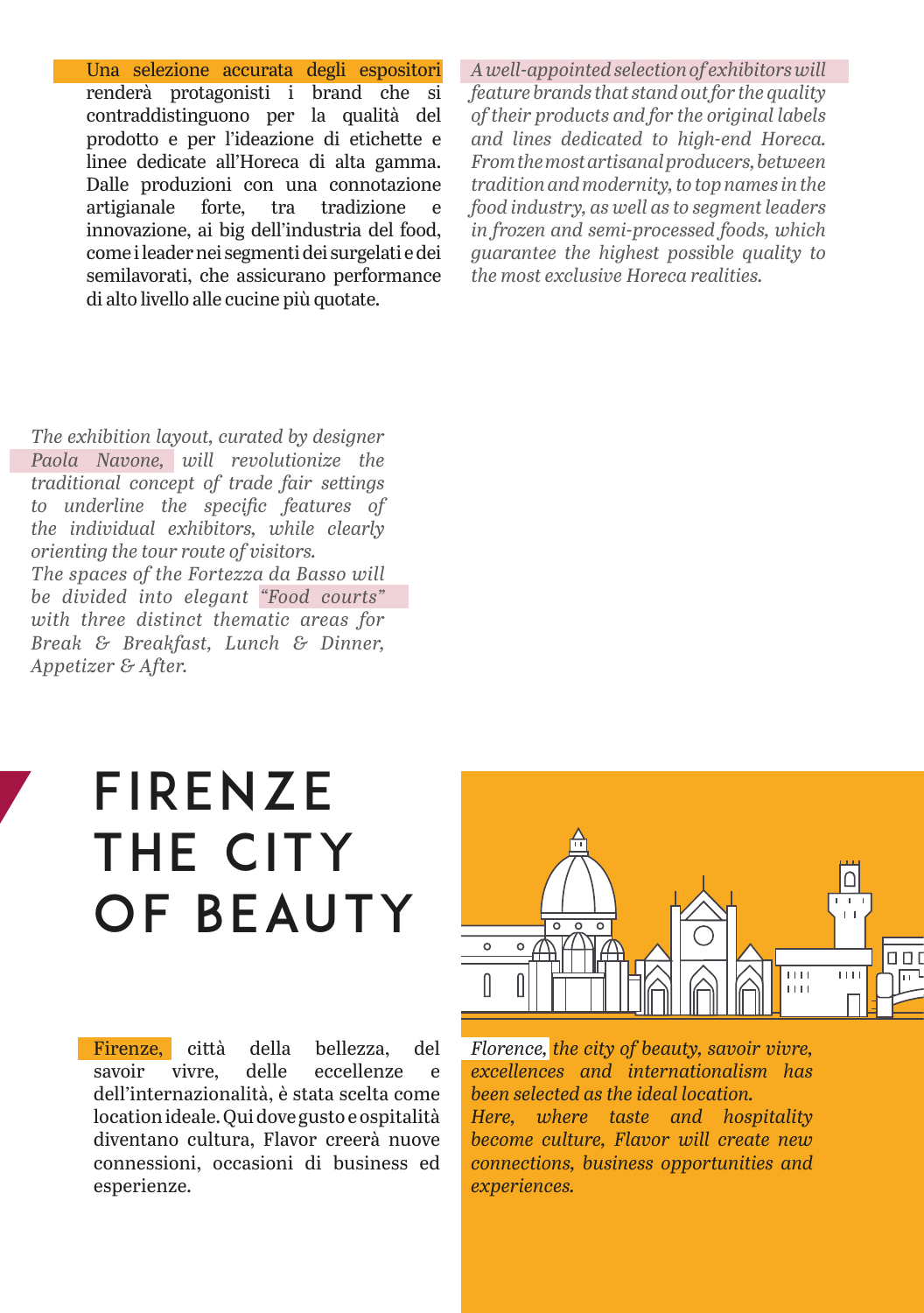Una selezione accurata degli espositori renderà protagonisti i brand che si contraddistinguono per la qualità del prodotto e per l'ideazione di etichette e linee dedicate all'Horeca di alta gamma. Dalle produzioni con una connotazione artigianale forte, tra tradizione e innovazione, ai big dell'industria del food, come i leader nei segmenti dei surgelati e dei semilavorati, che assicurano performance di alto livello alle cucine più quotate.

*A well-appointed selection of exhibitors will feature brands that stand out for the quality of their products and for the original labels and lines dedicated to high-end Horeca. From the most artisanal producers, between tradition and modernity, to top names in the food industry, as well as to segment leaders in frozen and semi-processed foods, which guarantee the highest possible quality to the most exclusive Horeca realities.*

*The exhibition layout, curated by designer Paola Navone, will revolutionize the traditional concept of trade fair settings to underline the specific features of the individual exhibitors, while clearly orienting the tour route of visitors.*
*The spaces of the Fortezza da Basso will be divided into elegant "Food courts" with three distinct thematic areas for Break & Breakfast, Lunch & Dinner, Appetizer & After.*

# FIRENZE THE CITY OF BEAUTY

Firenze, città della bellezza, del savoir vivre, delle eccellenze e dell'internazionalità, è stata scelta come location ideale. Qui dove gusto e ospitalità diventano cultura, Flavor creerà nuove connessioni, occasioni di business ed esperienze.

*Florence, the city of beauty, savoir vivre, excellences and internationalism has been selected as the ideal location.*
*Here, where taste and hospitality become culture, Flavor will create new connections, business opportunities and experiences.*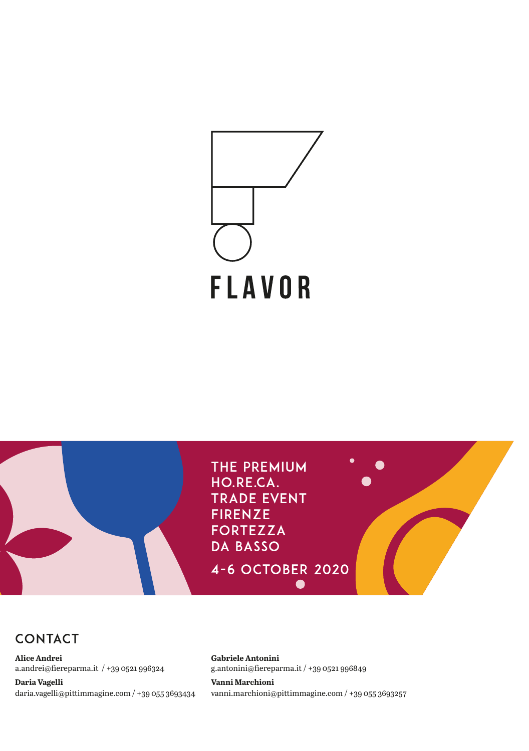# FLAVOR

THE PREMIUM HO.RE.CA. TRADE EVENT FIRENZE FORTEZZA DA BASSO

4-6 OCTOBER 2020

## CONTACT

**Alice Andrei**
a.andrei@fiereparma.it / +39 0521 996324

**Daria Vagelli**
daria.vagelli@pittimmagine.com / +39 055 3693434

**Gabriele Antonini**
g.antonini@fiereparma.it / +39 0521 996849

**Vanni Marchioni**
vanni.marchioni@pittimmagine.com / +39 055 3693257